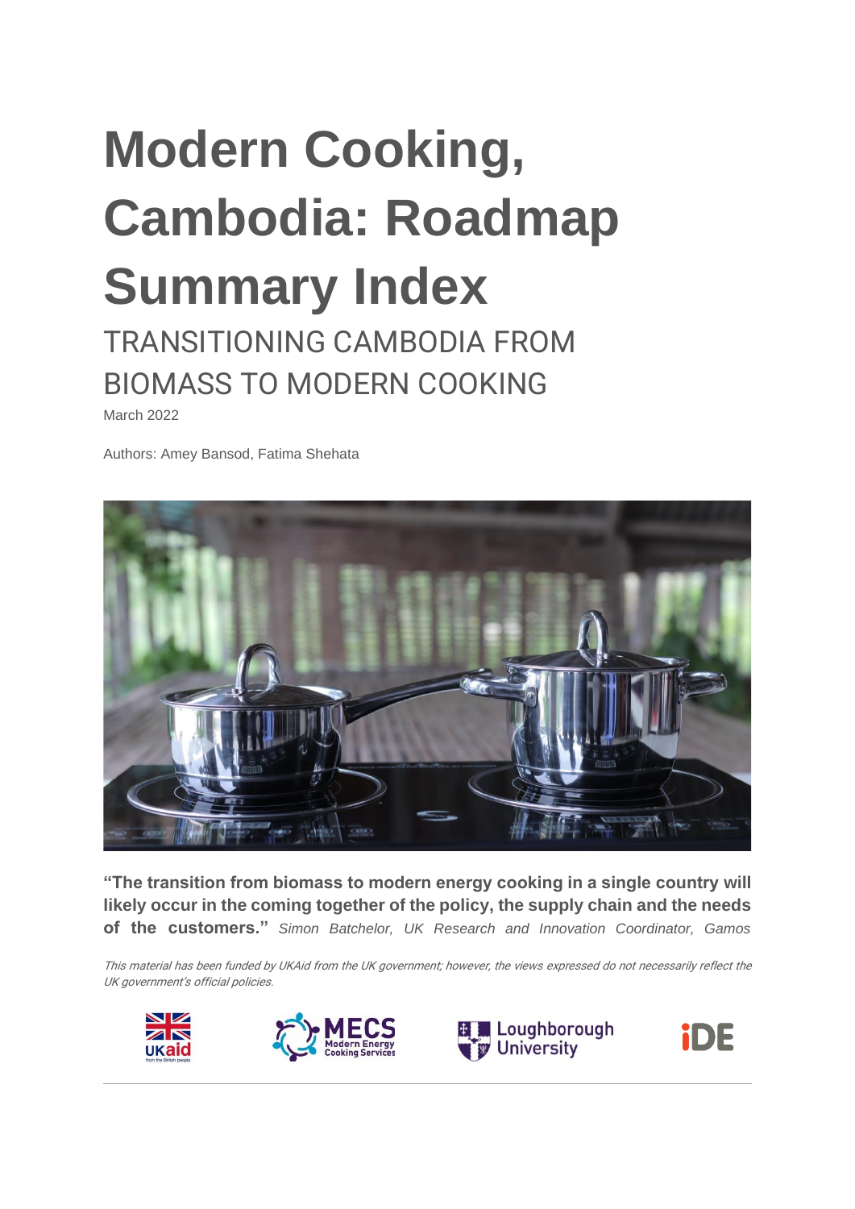# Modern Cooking, Cambodia: Roadmap Summary Index

## TRANSITIONING CAMBODIA FROM BIOMASS TO MODERN COOKING

March 2022

Authors: Amey Bansod, Fatima Shehata

**"The transition from biomass to modern energy cooking in a single country will likely occur in the coming together of the policy, the supply chain and the needs of the customers."** *Simon Batchelor, UK Research and Innovation Coordinator, Gamos*

*This material has been funded by UKAid from the UK government; however, the views expressed do not necessarily reflect the UK government's official policies.*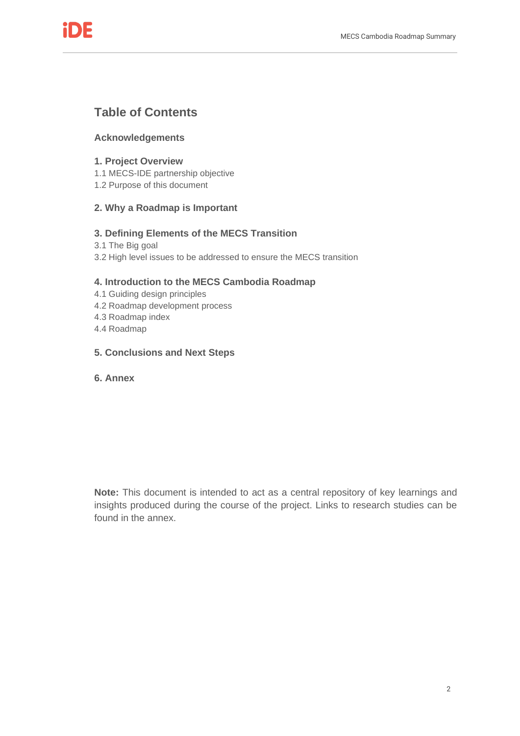## Table of Contents

**Acknowledgements**

**1. Project Overview**

1.1 MECS-IDE partnership objective

1.2 Purpose of this document

**2. Why a Roadmap is Important**

**3. Defining Elements of the MECS Transition**

3.1 The Big goal

3.2 High level issues to be addressed to ensure the MECS transition

**4. Introduction to the MECS Cambodia Roadmap**

4.1 Guiding design principles

4.2 Roadmap development process

4.3 Roadmap index

4.4 Roadmap

**5. Conclusions and Next Steps**

**6. Annex**

**Note:** This document is intended to act as a central repository of key learnings and insights produced during the course of the project. Links to research studies can be found in the annex.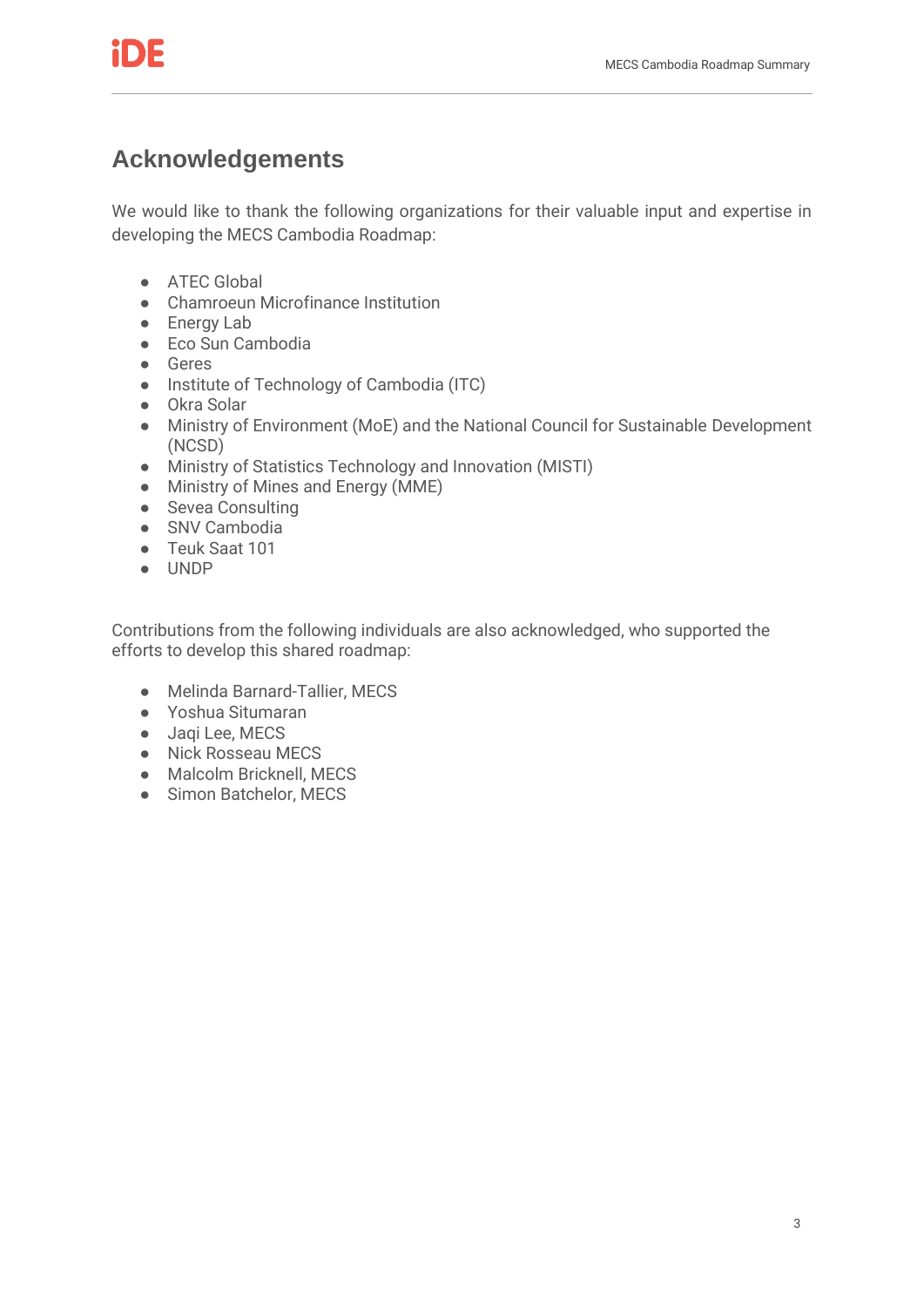## Acknowledgements

We would like to thank the following organizations for their valuable input and expertise in developing the MECS Cambodia Roadmap:

- ATEC Global
- Chamroeun Microfinance Institution
- Energy Lab
- Eco Sun Cambodia
- Geres
- Institute of Technology of Cambodia (ITC)
- Okra Solar
- Ministry of Environment (MoE) and the National Council for Sustainable Development (NCSD)
- Ministry of Statistics Technology and Innovation (MISTI)
- Ministry of Mines and Energy (MME)
- Sevea Consulting
- SNV Cambodia
- Teuk Saat 101
- UNDP

Contributions from the following individuals are also acknowledged, who supported the efforts to develop this shared roadmap:

- Melinda Barnard-Tallier, MECS
- Yoshua Situmaran
- Jaqi Lee, MECS
- Nick Rosseau MECS
- Malcolm Bricknell, MECS
- Simon Batchelor, MECS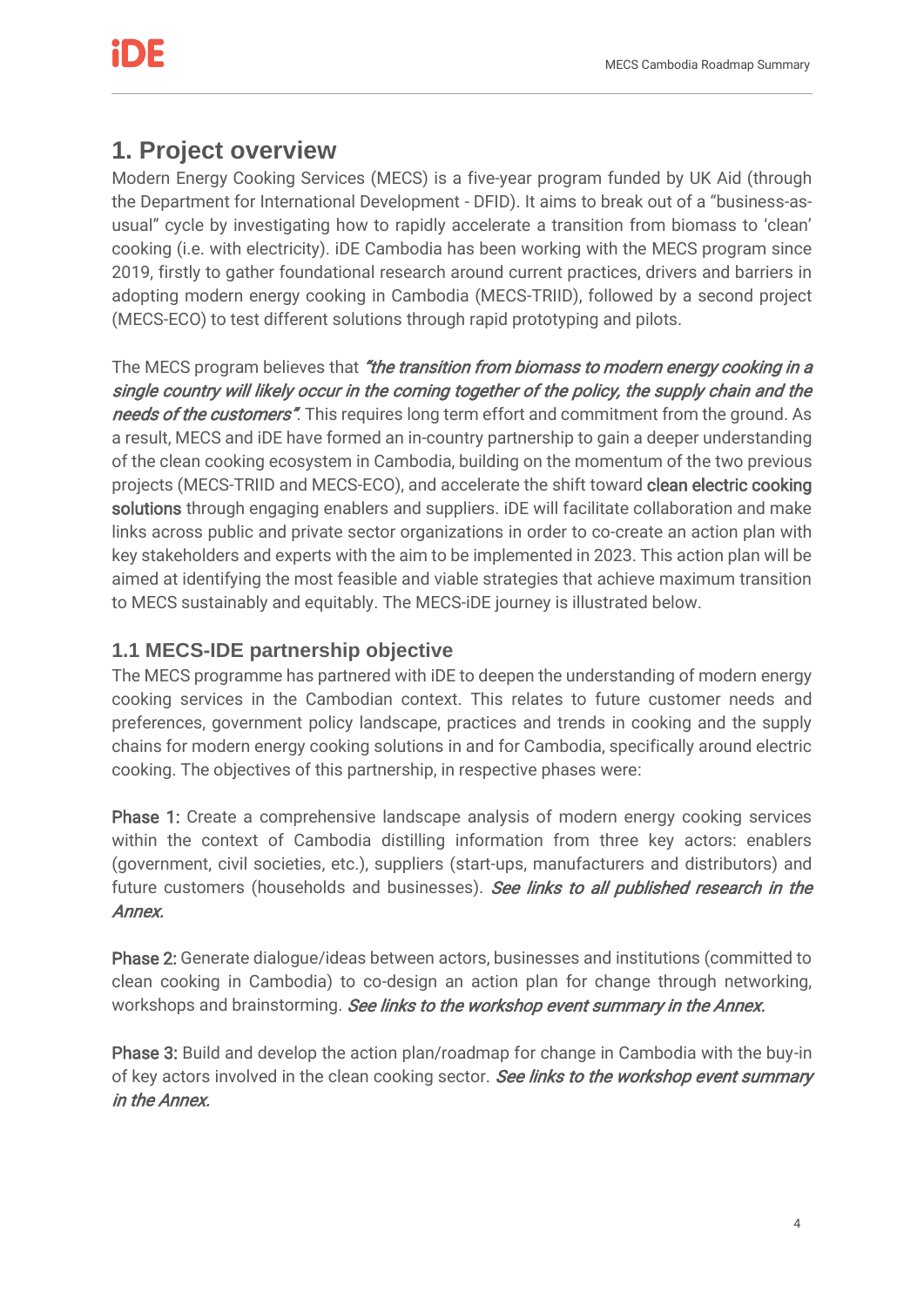# 1. Project overview

Modern Energy Cooking Services (MECS) is a five-year program funded by UK Aid (through the Department for International Development - DFID). It aims to break out of a "business-as-usual" cycle by investigating how to rapidly accelerate a transition from biomass to 'clean' cooking (i.e. with electricity). iDE Cambodia has been working with the MECS program since 2019, firstly to gather foundational research around current practices, drivers and barriers in adopting modern energy cooking in Cambodia (MECS-TRIID), followed by a second project (MECS-ECO) to test different solutions through rapid prototyping and pilots.

The MECS program believes that *"the transition from biomass to modern energy cooking in a single country will likely occur in the coming together of the policy, the supply chain and the needs of the customers"*. This requires long term effort and commitment from the ground. As a result, MECS and iDE have formed an in-country partnership to gain a deeper understanding of the clean cooking ecosystem in Cambodia, building on the momentum of the two previous projects (MECS-TRIID and MECS-ECO), and accelerate the shift toward **clean electric cooking solutions** through engaging enablers and suppliers. iDE will facilitate collaboration and make links across public and private sector organizations in order to co-create an action plan with key stakeholders and experts with the aim to be implemented in 2023. This action plan will be aimed at identifying the most feasible and viable strategies that achieve maximum transition to MECS sustainably and equitably. The MECS-iDE journey is illustrated below.

## 1.1 MECS-IDE partnership objective

The MECS programme has partnered with iDE to deepen the understanding of modern energy cooking services in the Cambodian context. This relates to future customer needs and preferences, government policy landscape, practices and trends in cooking and the supply chains for modern energy cooking solutions in and for Cambodia, specifically around electric cooking. The objectives of this partnership, in respective phases were:

**Phase 1:** Create a comprehensive landscape analysis of modern energy cooking services within the context of Cambodia distilling information from three key actors: enablers (government, civil societies, etc.), suppliers (start-ups, manufacturers and distributors) and future customers (households and businesses). *See links to all published research in the Annex.*

**Phase 2:** Generate dialogue/ideas between actors, businesses and institutions (committed to clean cooking in Cambodia) to co-design an action plan for change through networking, workshops and brainstorming. *See links to the workshop event summary in the Annex.*

**Phase 3:** Build and develop the action plan/roadmap for change in Cambodia with the buy-in of key actors involved in the clean cooking sector. *See links to the workshop event summary in the Annex.*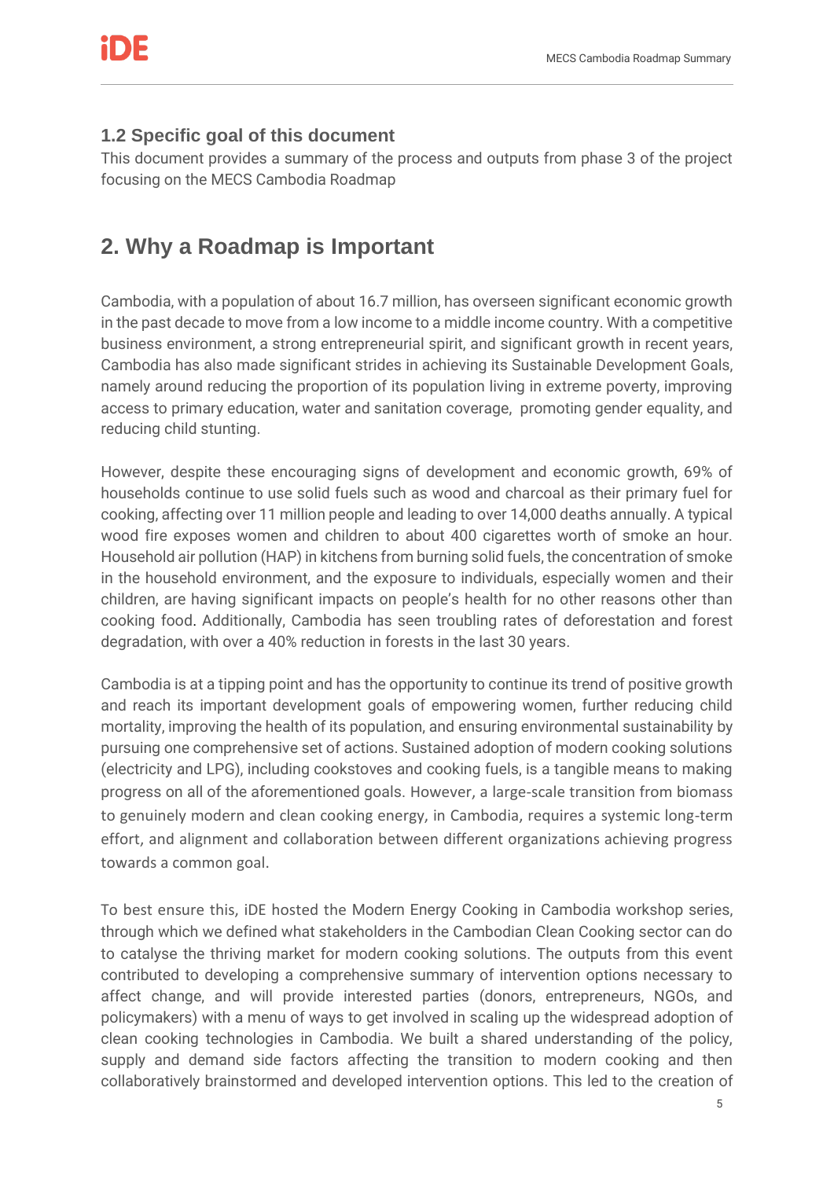### 1.2 Specific goal of this document

This document provides a summary of the process and outputs from phase 3 of the project focusing on the MECS Cambodia Roadmap

## 2. Why a Roadmap is Important

Cambodia, with a population of about 16.7 million, has overseen significant economic growth in the past decade to move from a low income to a middle income country. With a competitive business environment, a strong entrepreneurial spirit, and significant growth in recent years, Cambodia has also made significant strides in achieving its Sustainable Development Goals, namely around reducing the proportion of its population living in extreme poverty, improving access to primary education, water and sanitation coverage, promoting gender equality, and reducing child stunting.

However, despite these encouraging signs of development and economic growth, 69% of households continue to use solid fuels such as wood and charcoal as their primary fuel for cooking, affecting over 11 million people and leading to over 14,000 deaths annually. A typical wood fire exposes women and children to about 400 cigarettes worth of smoke an hour. Household air pollution (HAP) in kitchens from burning solid fuels, the concentration of smoke in the household environment, and the exposure to individuals, especially women and their children, are having significant impacts on people's health for no other reasons other than cooking food. Additionally, Cambodia has seen troubling rates of deforestation and forest degradation, with over a 40% reduction in forests in the last 30 years.

Cambodia is at a tipping point and has the opportunity to continue its trend of positive growth and reach its important development goals of empowering women, further reducing child mortality, improving the health of its population, and ensuring environmental sustainability by pursuing one comprehensive set of actions. Sustained adoption of modern cooking solutions (electricity and LPG), including cookstoves and cooking fuels, is a tangible means to making progress on all of the aforementioned goals. However, a large-scale transition from biomass to genuinely modern and clean cooking energy, in Cambodia, requires a systemic long-term effort, and alignment and collaboration between different organizations achieving progress towards a common goal.

To best ensure this, iDE hosted the Modern Energy Cooking in Cambodia workshop series, through which we defined what stakeholders in the Cambodian Clean Cooking sector can do to catalyse the thriving market for modern cooking solutions. The outputs from this event contributed to developing a comprehensive summary of intervention options necessary to affect change, and will provide interested parties (donors, entrepreneurs, NGOs, and policymakers) with a menu of ways to get involved in scaling up the widespread adoption of clean cooking technologies in Cambodia. We built a shared understanding of the policy, supply and demand side factors affecting the transition to modern cooking and then collaboratively brainstormed and developed intervention options. This led to the creation of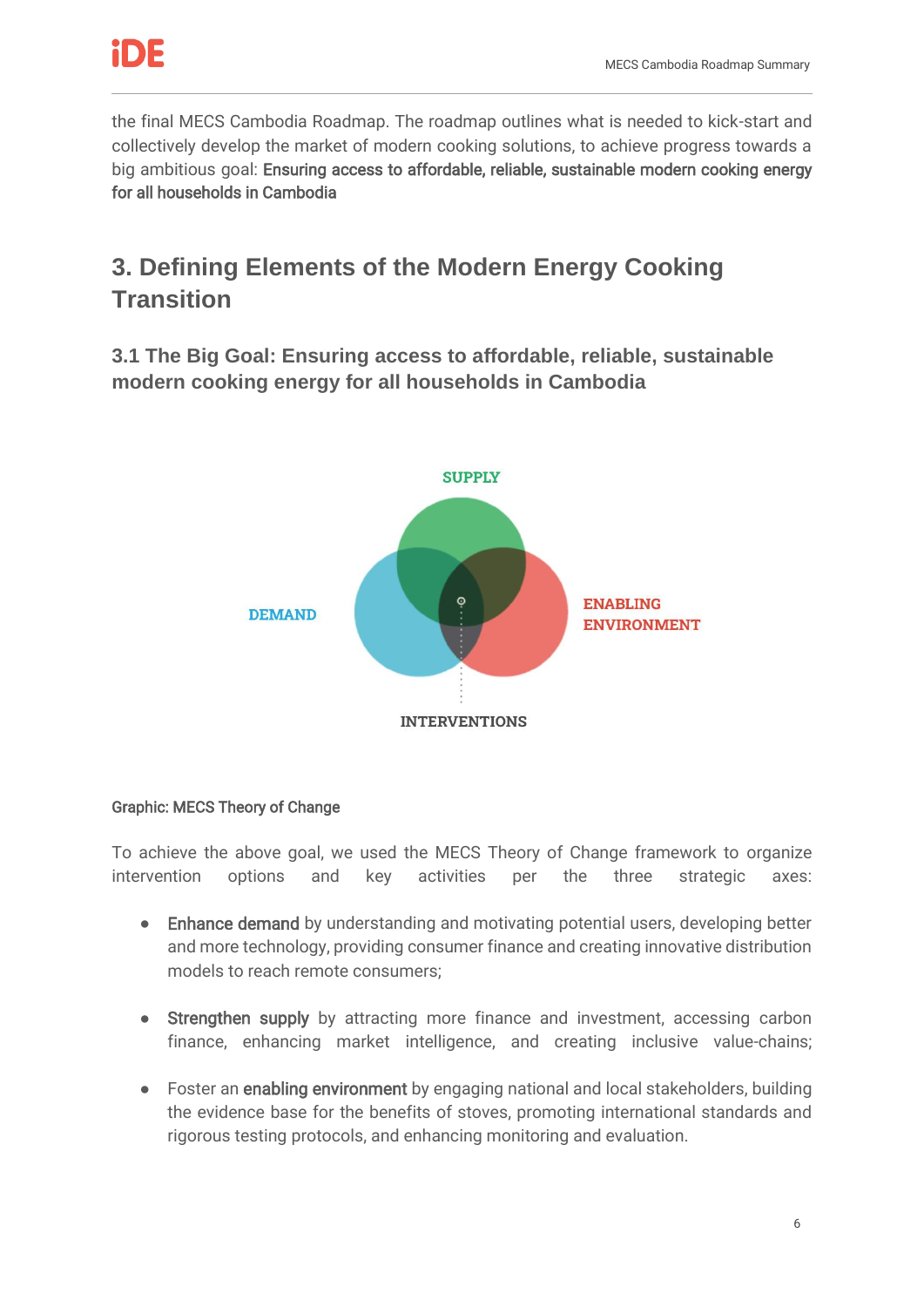the final MECS Cambodia Roadmap. The roadmap outlines what is needed to kick-start and collectively develop the market of modern cooking solutions, to achieve progress towards a big ambitious goal: **Ensuring access to affordable, reliable, sustainable modern cooking energy for all households in Cambodia**

# 3. Defining Elements of the Modern Energy Cooking Transition

## 3.1 The Big Goal: Ensuring access to affordable, reliable, sustainable modern cooking energy for all households in Cambodia

SUPPLY

DEMAND

ENABLING ENVIRONMENT

INTERVENTIONS

**Graphic: MECS Theory of Change**

To achieve the above goal, we used the MECS Theory of Change framework to organize intervention options and key activities per the three strategic axes:

- **Enhance demand** by understanding and motivating potential users, developing better and more technology, providing consumer finance and creating innovative distribution models to reach remote consumers;
- **Strengthen supply** by attracting more finance and investment, accessing carbon finance, enhancing market intelligence, and creating inclusive value-chains;
- Foster an **enabling environment** by engaging national and local stakeholders, building the evidence base for the benefits of stoves, promoting international standards and rigorous testing protocols, and enhancing monitoring and evaluation.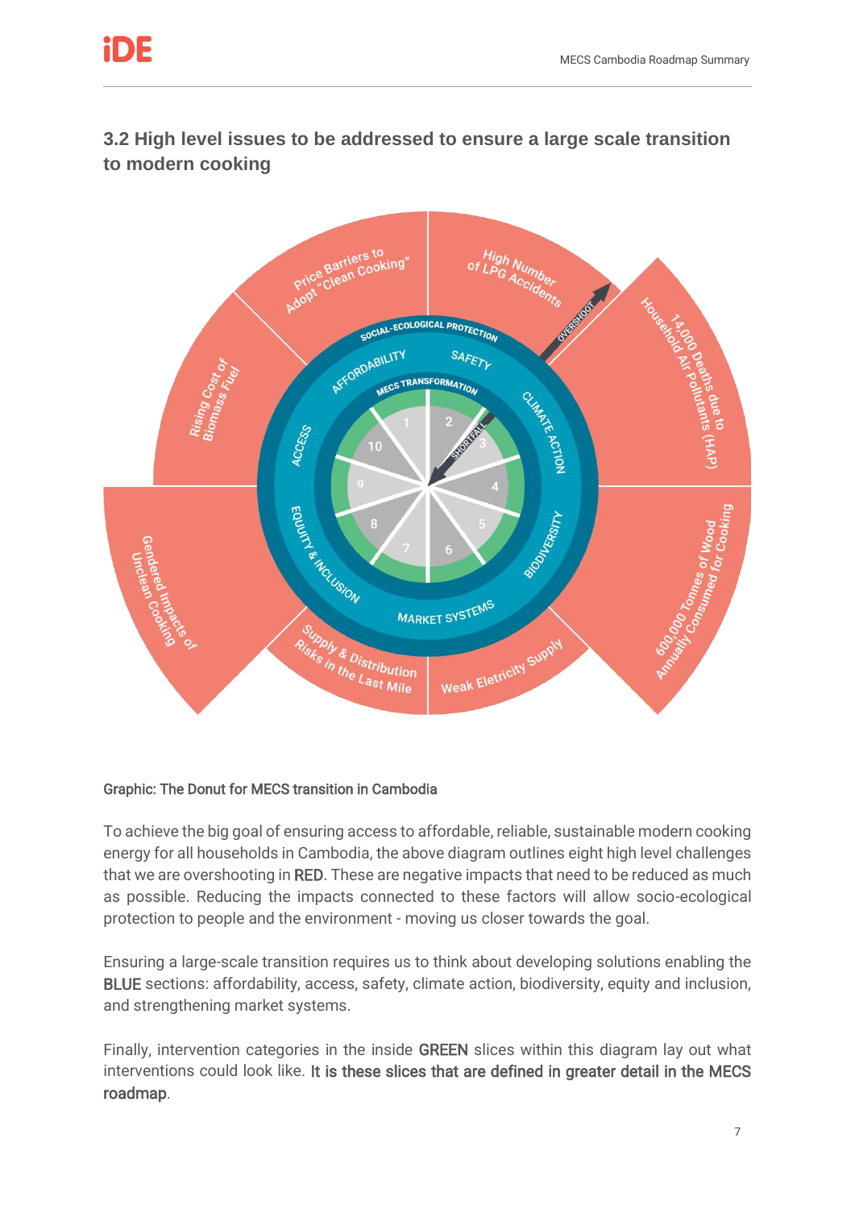## 3.2 High level issues to be addressed to ensure a large scale transition to modern cooking

Graphic: The Donut for MECS transition in Cambodia

To achieve the big goal of ensuring access to affordable, reliable, sustainable modern cooking energy for all households in Cambodia, the above diagram outlines eight high level challenges that we are overshooting in RED. These are negative impacts that need to be reduced as much as possible. Reducing the impacts connected to these factors will allow socio-ecological protection to people and the environment - moving us closer towards the goal.

Ensuring a large-scale transition requires us to think about developing solutions enabling the BLUE sections: affordability, access, safety, climate action, biodiversity, equity and inclusion, and strengthening market systems.

Finally, intervention categories in the inside GREEN slices within this diagram lay out what interventions could look like. It is these slices that are defined in greater detail in the MECS roadmap.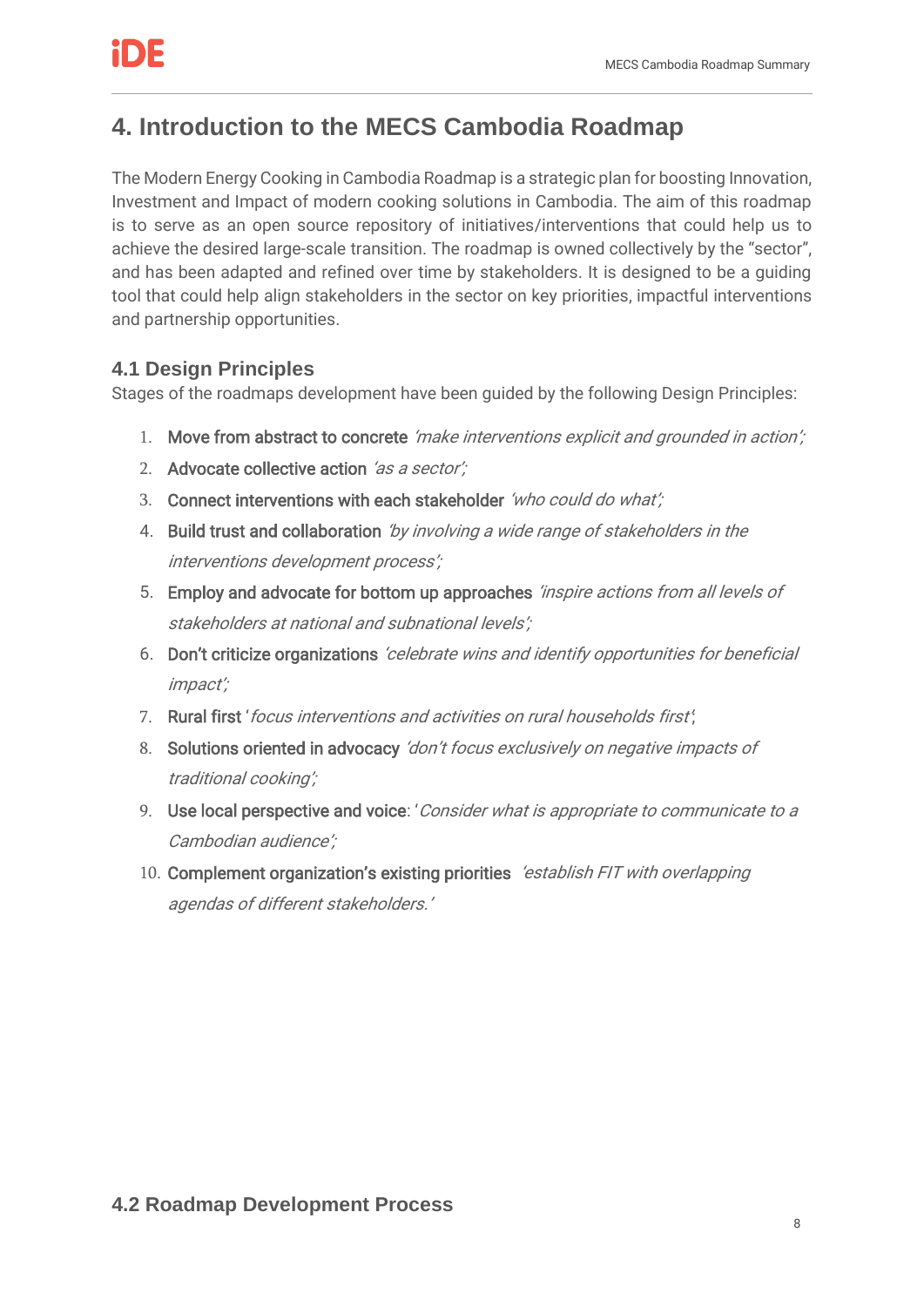## 4. Introduction to the MECS Cambodia Roadmap

The Modern Energy Cooking in Cambodia Roadmap is a strategic plan for boosting Innovation, Investment and Impact of modern cooking solutions in Cambodia. The aim of this roadmap is to serve as an open source repository of initiatives/interventions that could help us to achieve the desired large-scale transition. The roadmap is owned collectively by the "sector", and has been adapted and refined over time by stakeholders. It is designed to be a guiding tool that could help align stakeholders in the sector on key priorities, impactful interventions and partnership opportunities.

### 4.1 Design Principles

Stages of the roadmaps development have been guided by the following Design Principles:

1. Move from abstract to concrete *'make interventions explicit and grounded in action';*
2. Advocate collective action *'as a sector';*
3. Connect interventions with each stakeholder *'who could do what';*
4. Build trust and collaboration *'by involving a wide range of stakeholders in the interventions development process';*
5. Employ and advocate for bottom up approaches *'inspire actions from all levels of stakeholders at national and subnational levels';*
6. Don't criticize organizations *'celebrate wins and identify opportunities for beneficial impact';*
7. Rural first '*focus interventions and activities on rural households first*';
8. Solutions oriented in advocacy *'don't focus exclusively on negative impacts of traditional cooking';*
9. Use local perspective and voice: '*Consider what is appropriate to communicate to a Cambodian audience';*
10. Complement organization's existing priorities *'establish FIT with overlapping agendas of different stakeholders.'*

### 4.2 Roadmap Development Process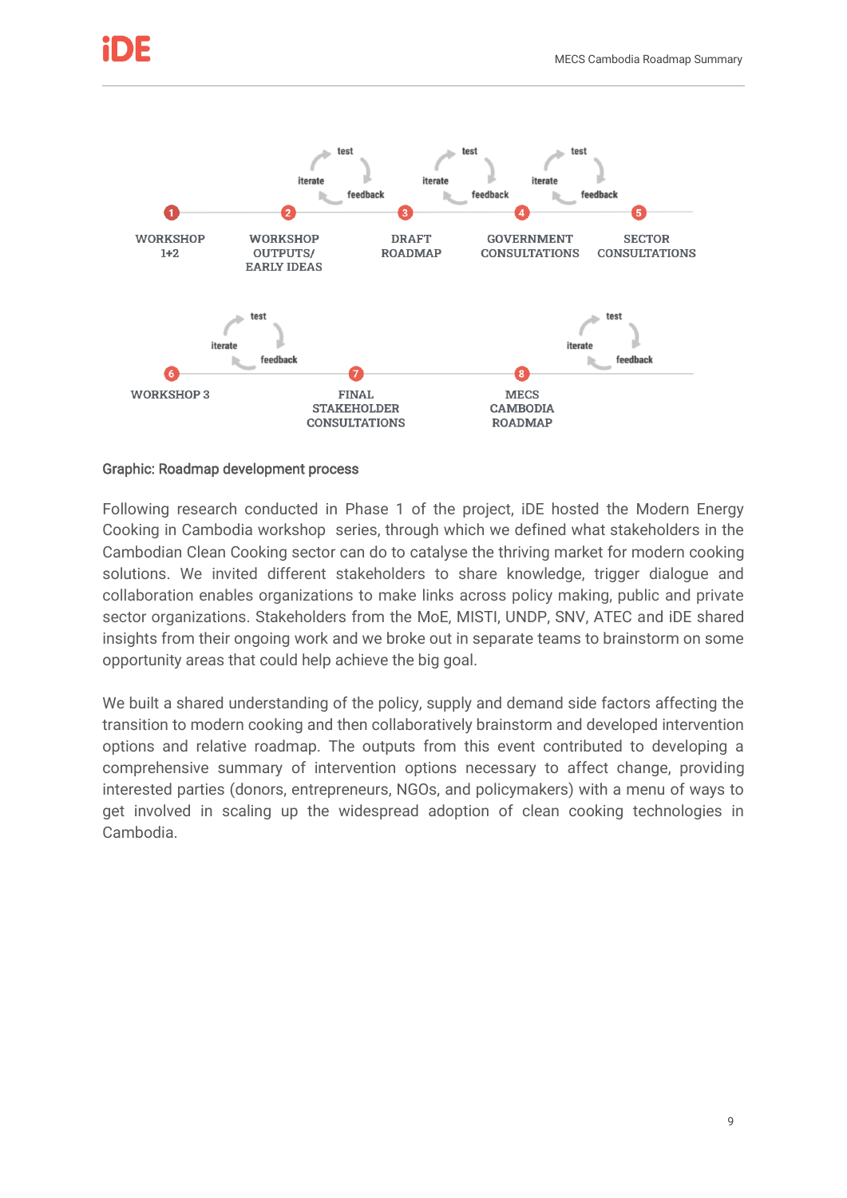1. WORKSHOP 1+2
2. WORKSHOP OUTPUTS/ EARLY IDEAS
3. DRAFT ROADMAP
4. GOVERNMENT CONSULTATIONS
5. SECTOR CONSULTATIONS
6. WORKSHOP 3
7. FINAL STAKEHOLDER CONSULTATIONS
8. MECS CAMBODIA ROADMAP

(iterate → test → feedback)

Graphic: Roadmap development process

Following research conducted in Phase 1 of the project, iDE hosted the Modern Energy Cooking in Cambodia workshop series, through which we defined what stakeholders in the Cambodian Clean Cooking sector can do to catalyse the thriving market for modern cooking solutions. We invited different stakeholders to share knowledge, trigger dialogue and collaboration enables organizations to make links across policy making, public and private sector organizations. Stakeholders from the MoE, MISTI, UNDP, SNV, ATEC and iDE shared insights from their ongoing work and we broke out in separate teams to brainstorm on some opportunity areas that could help achieve the big goal.

We built a shared understanding of the policy, supply and demand side factors affecting the transition to modern cooking and then collaboratively brainstorm and developed intervention options and relative roadmap. The outputs from this event contributed to developing a comprehensive summary of intervention options necessary to affect change, providing interested parties (donors, entrepreneurs, NGOs, and policymakers) with a menu of ways to get involved in scaling up the widespread adoption of clean cooking technologies in Cambodia.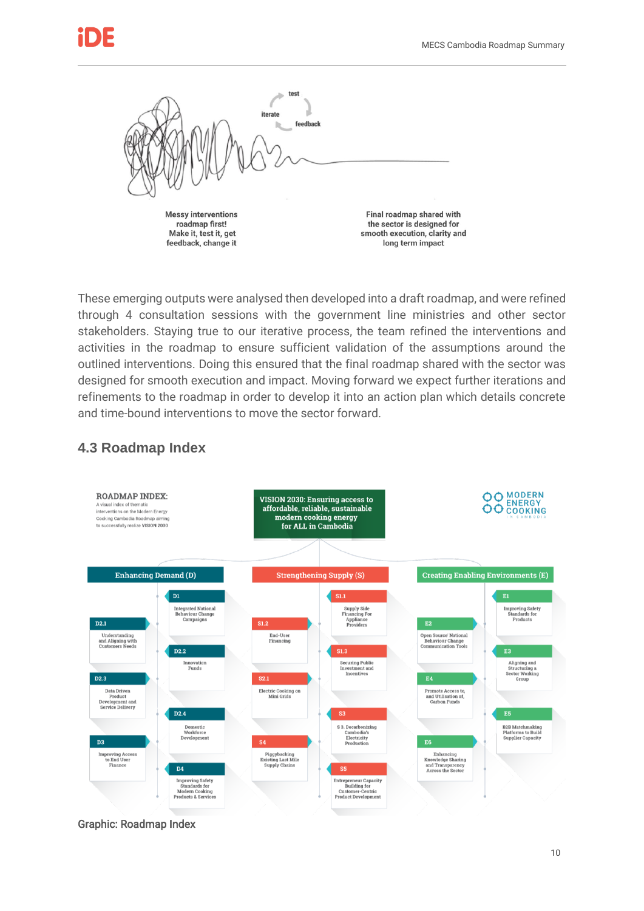test

iterate

feedback

Messy interventions roadmap first! Make it, test it, get feedback, change it

Final roadmap shared with the sector is designed for smooth execution, clarity and long term impact

These emerging outputs were analysed then developed into a draft roadmap, and were refined through 4 consultation sessions with the government line ministries and other sector stakeholders. Staying true to our iterative process, the team refined the interventions and activities in the roadmap to ensure sufficient validation of the assumptions around the outlined interventions. Doing this ensured that the final roadmap shared with the sector was designed for smooth execution and impact. Moving forward we expect further iterations and refinements to the roadmap in order to develop it into an action plan which details concrete and time-bound interventions to move the sector forward.

## 4.3 Roadmap Index

**ROADMAP INDEX:** A visual index of thematic interventions on the Modern Energy Cooking Cambodia Roadmap aiming to successfully realize VISION 2030

**VISION 2030: Ensuring access to affordable, reliable, sustainable modern cooking energy for ALL in Cambodia**

MODERN ENERGY COOKING IN CAMBODIA

**Enhancing Demand (D)**
- D1 – Integrated National Behaviour Change Campaigns
- D2.1 – Understanding and Aligning with Customers Needs
- D2.2 – Innovation Funds
- D2.3 – Data Driven Product Development and Service Delivery
- D2.4 – Domestic Workforce Development
- D3 – Improving Access to End User Finance
- D4 – Improving Safety Standards for Modern Cooking Products & Services

**Strengthening Supply (S)**
- S1.1 – Supply Side Financing For Appliance Providers
- S1.2 – End-User Financing
- S1.3 – Securing Public Investment and Incentives
- S2.1 – Electric Cooking on Mini Grids
- S3 – S 3. Decarbonizing Cambodia's Electricity Production
- S4 – Piggybacking Existing Last Mile Supply Chains
- S5 – Entrepreneur Capacity Building for Customer-Centric Product Development

**Creating Enabling Environments (E)**
- E1 – Improving Safety Standards for Products
- E2 – Open Source National Behaviour Change Communication Tools
- E3 – Aligning and Structuring a Sector Working Group
- E4 – Promote Access to, and Utilisation of, Carbon Funds
- E5 – B2B Matchmaking Platforms to Build Supplier Capacity
- E6 – Enhancing Knowledge Sharing and Transparency Across the Sector

Graphic: Roadmap Index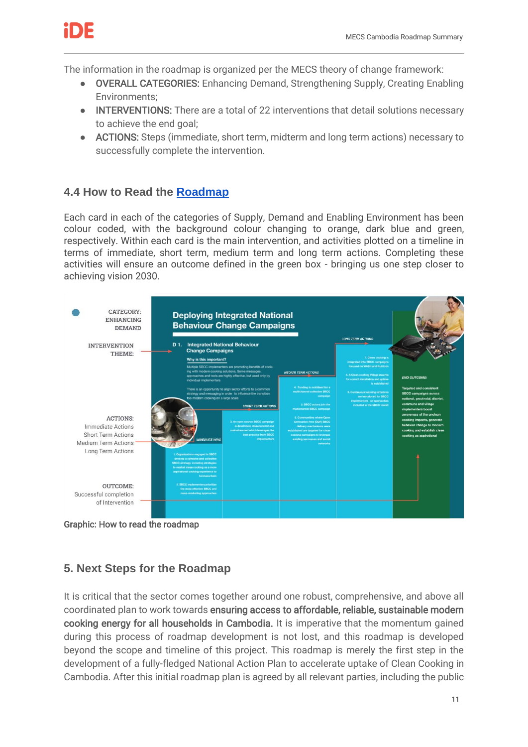The information in the roadmap is organized per the MECS theory of change framework:

- **OVERALL CATEGORIES:** Enhancing Demand, Strengthening Supply, Creating Enabling Environments;
- **INTERVENTIONS:** There are a total of 22 interventions that detail solutions necessary to achieve the end goal;
- **ACTIONS:** Steps (immediate, short term, midterm and long term actions) necessary to successfully complete the intervention.

### 4.4 How to Read the [Roadmap]

Each card in each of the categories of Supply, Demand and Enabling Environment has been colour coded, with the background colour changing to orange, dark blue and green, respectively. Within each card is the main intervention, and activities plotted on a timeline in terms of immediate, short term, medium term and long term actions. Completing these activities will ensure an outcome defined in the green box - bringing us one step closer to achieving vision 2030.

Graphic: How to read the roadmap

## 5. Next Steps for the Roadmap

It is critical that the sector comes together around one robust, comprehensive, and above all coordinated plan to work towards **ensuring access to affordable, reliable, sustainable modern cooking energy for all households in Cambodia.** It is imperative that the momentum gained during this process of roadmap development is not lost, and this roadmap is developed beyond the scope and timeline of this project. This roadmap is merely the first step in the development of a fully-fledged National Action Plan to accelerate uptake of Clean Cooking in Cambodia. After this initial roadmap plan is agreed by all relevant parties, including the public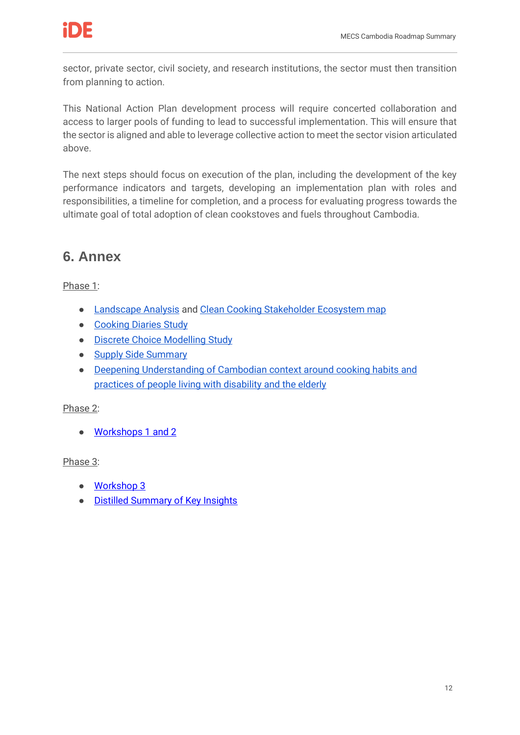sector, private sector, civil society, and research institutions, the sector must then transition from planning to action.

This National Action Plan development process will require concerted collaboration and access to larger pools of funding to lead to successful implementation. This will ensure that the sector is aligned and able to leverage collective action to meet the sector vision articulated above.

The next steps should focus on execution of the plan, including the development of the key performance indicators and targets, developing an implementation plan with roles and responsibilities, a timeline for completion, and a process for evaluating progress towards the ultimate goal of total adoption of clean cookstoves and fuels throughout Cambodia.

## 6. Annex

Phase 1:

- Landscape Analysis and Clean Cooking Stakeholder Ecosystem map
- Cooking Diaries Study
- Discrete Choice Modelling Study
- Supply Side Summary
- Deepening Understanding of Cambodian context around cooking habits and practices of people living with disability and the elderly

Phase 2:

- Workshops 1 and 2

Phase 3:

- Workshop 3
- Distilled Summary of Key Insights